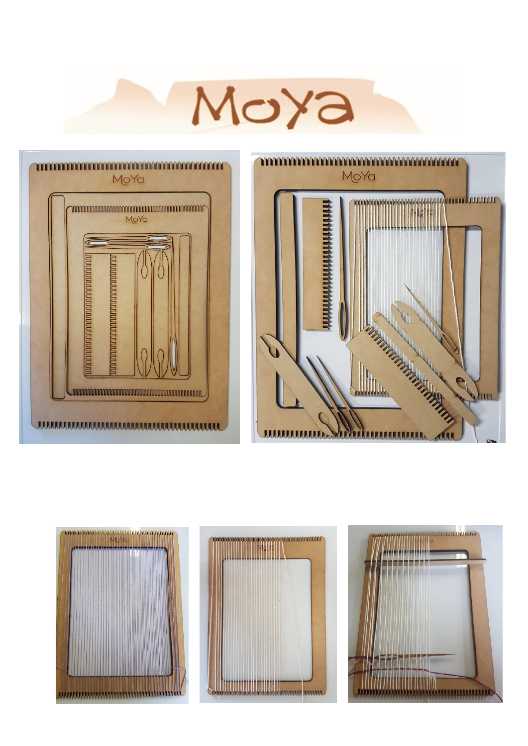# MoYa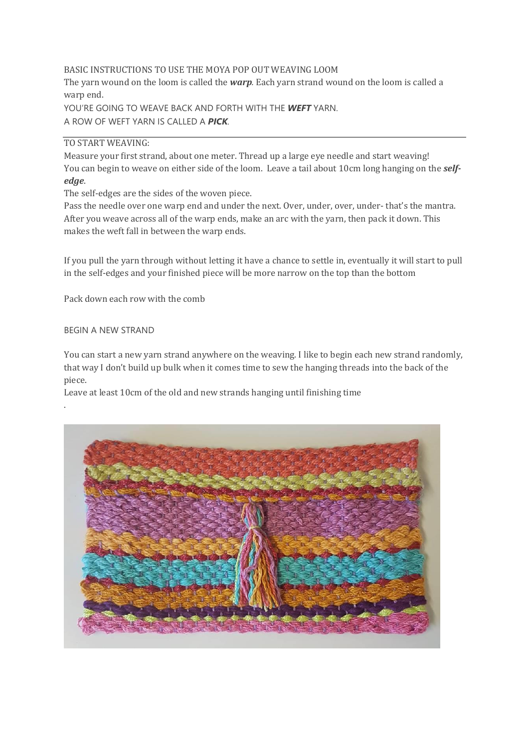BASIC INSTRUCTIONS TO USE THE MOYA POP OUT WEAVING LOOM

The yarn wound on the loom is called the ***warp***. Each yarn strand wound on the loom is called a warp end.

YOU'RE GOING TO WEAVE BACK AND FORTH WITH THE ***WEFT*** YARN.

A ROW OF WEFT YARN IS CALLED A ***PICK***.

---

TO START WEAVING:

Measure your first strand, about one meter. Thread up a large eye needle and start weaving!

You can begin to weave on either side of the loom. Leave a tail about 10cm long hanging on the ***self-edge***.

The self-edges are the sides of the woven piece.

Pass the needle over one warp end and under the next. Over, under, over, under- that's the mantra.

After you weave across all of the warp ends, make an arc with the yarn, then pack it down. This makes the weft fall in between the warp ends.

If you pull the yarn through without letting it have a chance to settle in, eventually it will start to pull in the self-edges and your finished piece will be more narrow on the top than the bottom

Pack down each row with the comb

BEGIN A NEW STRAND

You can start a new yarn strand anywhere on the weaving. I like to begin each new strand randomly, that way I don't build up bulk when it comes time to sew the hanging threads into the back of the piece.

Leave at least 10cm of the old and new strands hanging until finishing time

.